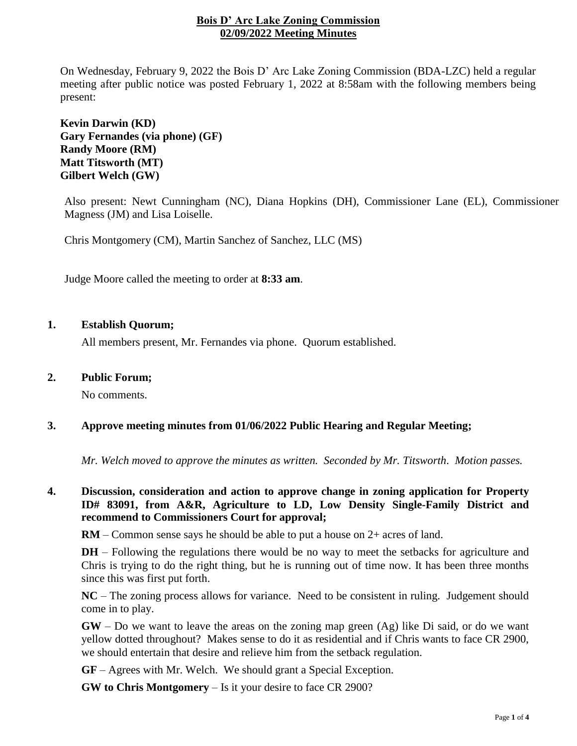# Bois D' Arc Lake Zoning Commission
## 02/09/2022 Meeting Minutes

On Wednesday, February 9, 2022 the Bois D' Arc Lake Zoning Commission (BDA-LZC) held a regular meeting after public notice was posted February 1, 2022 at 8:58am with the following members being present:

**Kevin Darwin (KD)**
**Gary Fernandes (via phone) (GF)**
**Randy Moore (RM)**
**Matt Titsworth (MT)**
**Gilbert Welch (GW)**

Also present: Newt Cunningham (NC), Diana Hopkins (DH), Commissioner Lane (EL), Commissioner Magness (JM) and Lisa Loiselle.

Chris Montgomery (CM), Martin Sanchez of Sanchez, LLC (MS)

Judge Moore called the meeting to order at **8:33 am**.

**1. Establish Quorum;**

All members present, Mr. Fernandes via phone. Quorum established.

**2. Public Forum;**

No comments.

**3. Approve meeting minutes from 01/06/2022 Public Hearing and Regular Meeting;**

*Mr. Welch moved to approve the minutes as written. Seconded by Mr. Titsworth. Motion passes.*

**4. Discussion, consideration and action to approve change in zoning application for Property ID# 83091, from A&R, Agriculture to LD, Low Density Single-Family District and recommend to Commissioners Court for approval;**

**RM** – Common sense says he should be able to put a house on 2+ acres of land.

**DH** – Following the regulations there would be no way to meet the setbacks for agriculture and Chris is trying to do the right thing, but he is running out of time now. It has been three months since this was first put forth.

**NC** – The zoning process allows for variance. Need to be consistent in ruling. Judgement should come in to play.

**GW** – Do we want to leave the areas on the zoning map green (Ag) like Di said, or do we want yellow dotted throughout? Makes sense to do it as residential and if Chris wants to face CR 2900, we should entertain that desire and relieve him from the setback regulation.

**GF** – Agrees with Mr. Welch. We should grant a Special Exception.

**GW to Chris Montgomery** – Is it your desire to face CR 2900?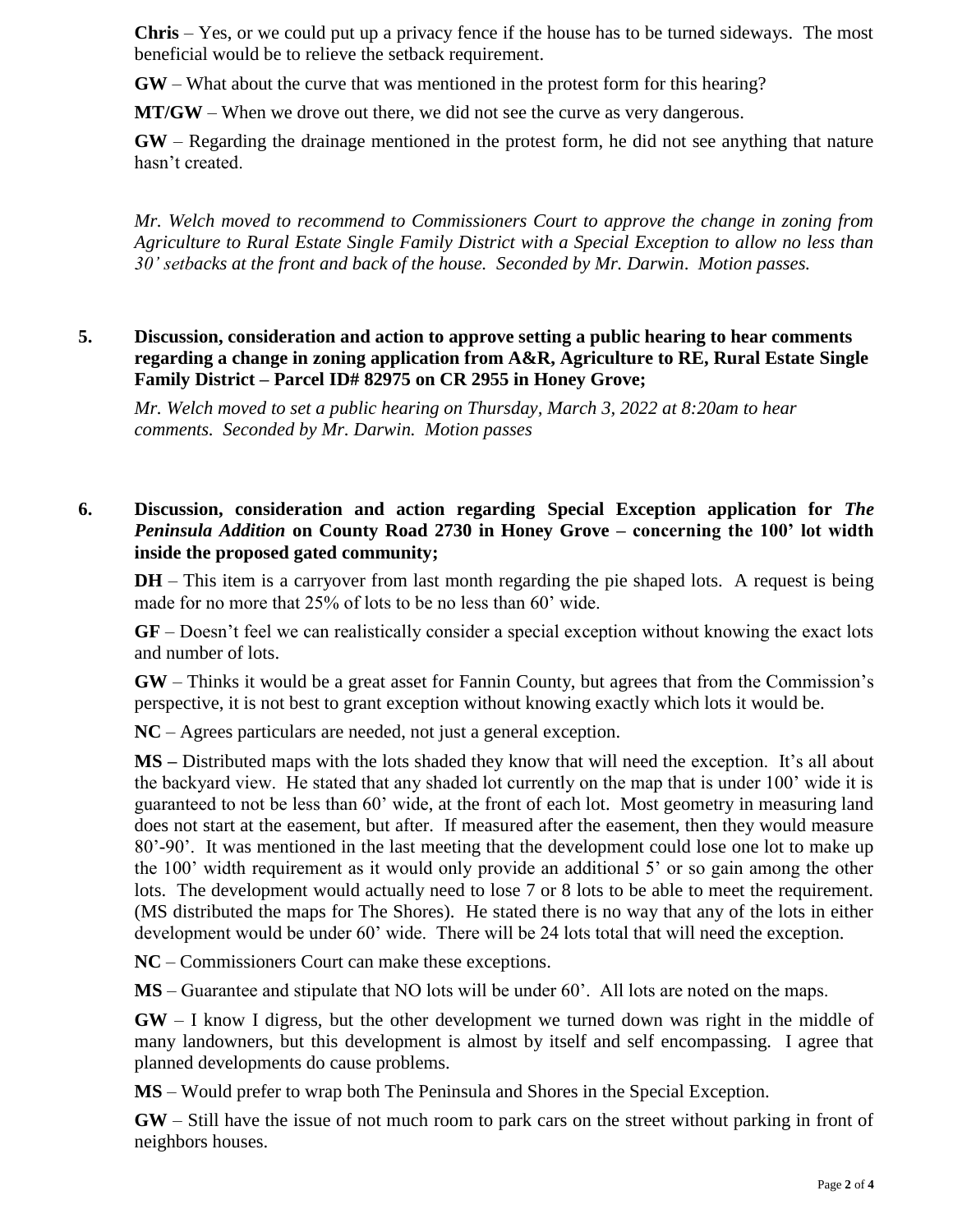**Chris** – Yes, or we could put up a privacy fence if the house has to be turned sideways. The most beneficial would be to relieve the setback requirement.

**GW** – What about the curve that was mentioned in the protest form for this hearing?

**MT/GW** – When we drove out there, we did not see the curve as very dangerous.

**GW** – Regarding the drainage mentioned in the protest form, he did not see anything that nature hasn't created.

*Mr. Welch moved to recommend to Commissioners Court to approve the change in zoning from Agriculture to Rural Estate Single Family District with a Special Exception to allow no less than 30' setbacks at the front and back of the house. Seconded by Mr. Darwin. Motion passes.*

**5. Discussion, consideration and action to approve setting a public hearing to hear comments regarding a change in zoning application from A&R, Agriculture to RE, Rural Estate Single Family District – Parcel ID# 82975 on CR 2955 in Honey Grove;**

*Mr. Welch moved to set a public hearing on Thursday, March 3, 2022 at 8:20am to hear comments. Seconded by Mr. Darwin. Motion passes*

**6. Discussion, consideration and action regarding Special Exception application for *The Peninsula Addition* on County Road 2730 in Honey Grove – concerning the 100' lot width inside the proposed gated community;**

**DH** – This item is a carryover from last month regarding the pie shaped lots. A request is being made for no more that 25% of lots to be no less than 60' wide.

**GF** – Doesn't feel we can realistically consider a special exception without knowing the exact lots and number of lots.

**GW** – Thinks it would be a great asset for Fannin County, but agrees that from the Commission's perspective, it is not best to grant exception without knowing exactly which lots it would be.

**NC** – Agrees particulars are needed, not just a general exception.

**MS –** Distributed maps with the lots shaded they know that will need the exception. It's all about the backyard view. He stated that any shaded lot currently on the map that is under 100' wide it is guaranteed to not be less than 60' wide, at the front of each lot. Most geometry in measuring land does not start at the easement, but after. If measured after the easement, then they would measure 80'-90'. It was mentioned in the last meeting that the development could lose one lot to make up the 100' width requirement as it would only provide an additional 5' or so gain among the other lots. The development would actually need to lose 7 or 8 lots to be able to meet the requirement. (MS distributed the maps for The Shores). He stated there is no way that any of the lots in either development would be under 60' wide. There will be 24 lots total that will need the exception.

**NC** – Commissioners Court can make these exceptions.

**MS** – Guarantee and stipulate that NO lots will be under 60'. All lots are noted on the maps.

**GW** – I know I digress, but the other development we turned down was right in the middle of many landowners, but this development is almost by itself and self encompassing. I agree that planned developments do cause problems.

**MS** – Would prefer to wrap both The Peninsula and Shores in the Special Exception.

**GW** – Still have the issue of not much room to park cars on the street without parking in front of neighbors houses.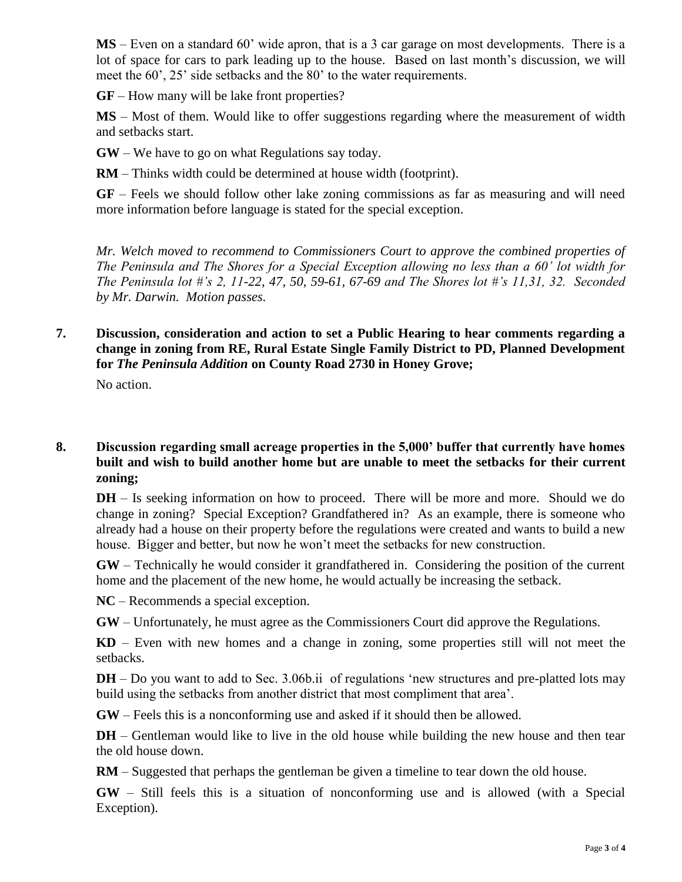**MS** – Even on a standard 60' wide apron, that is a 3 car garage on most developments. There is a lot of space for cars to park leading up to the house. Based on last month's discussion, we will meet the 60', 25' side setbacks and the 80' to the water requirements.

**GF** – How many will be lake front properties?

**MS** – Most of them. Would like to offer suggestions regarding where the measurement of width and setbacks start.

**GW** – We have to go on what Regulations say today.

**RM** – Thinks width could be determined at house width (footprint).

**GF** – Feels we should follow other lake zoning commissions as far as measuring and will need more information before language is stated for the special exception.

*Mr. Welch moved to recommend to Commissioners Court to approve the combined properties of The Peninsula and The Shores for a Special Exception allowing no less than a 60' lot width for The Peninsula lot #'s 2, 11-22, 47, 50, 59-61, 67-69 and The Shores lot #'s 11,31, 32. Seconded by Mr. Darwin. Motion passes.*

**7. Discussion, consideration and action to set a Public Hearing to hear comments regarding a change in zoning from RE, Rural Estate Single Family District to PD, Planned Development for *The Peninsula Addition* on County Road 2730 in Honey Grove;**

No action.

**8. Discussion regarding small acreage properties in the 5,000' buffer that currently have homes built and wish to build another home but are unable to meet the setbacks for their current zoning;**

**DH** – Is seeking information on how to proceed. There will be more and more. Should we do change in zoning? Special Exception? Grandfathered in? As an example, there is someone who already had a house on their property before the regulations were created and wants to build a new house. Bigger and better, but now he won't meet the setbacks for new construction.

**GW** – Technically he would consider it grandfathered in. Considering the position of the current home and the placement of the new home, he would actually be increasing the setback.

**NC** – Recommends a special exception.

**GW** – Unfortunately, he must agree as the Commissioners Court did approve the Regulations.

**KD** – Even with new homes and a change in zoning, some properties still will not meet the setbacks.

**DH** – Do you want to add to Sec. 3.06b.ii of regulations 'new structures and pre-platted lots may build using the setbacks from another district that most compliment that area'.

**GW** – Feels this is a nonconforming use and asked if it should then be allowed.

**DH** – Gentleman would like to live in the old house while building the new house and then tear the old house down.

**RM** – Suggested that perhaps the gentleman be given a timeline to tear down the old house.

**GW** – Still feels this is a situation of nonconforming use and is allowed (with a Special Exception).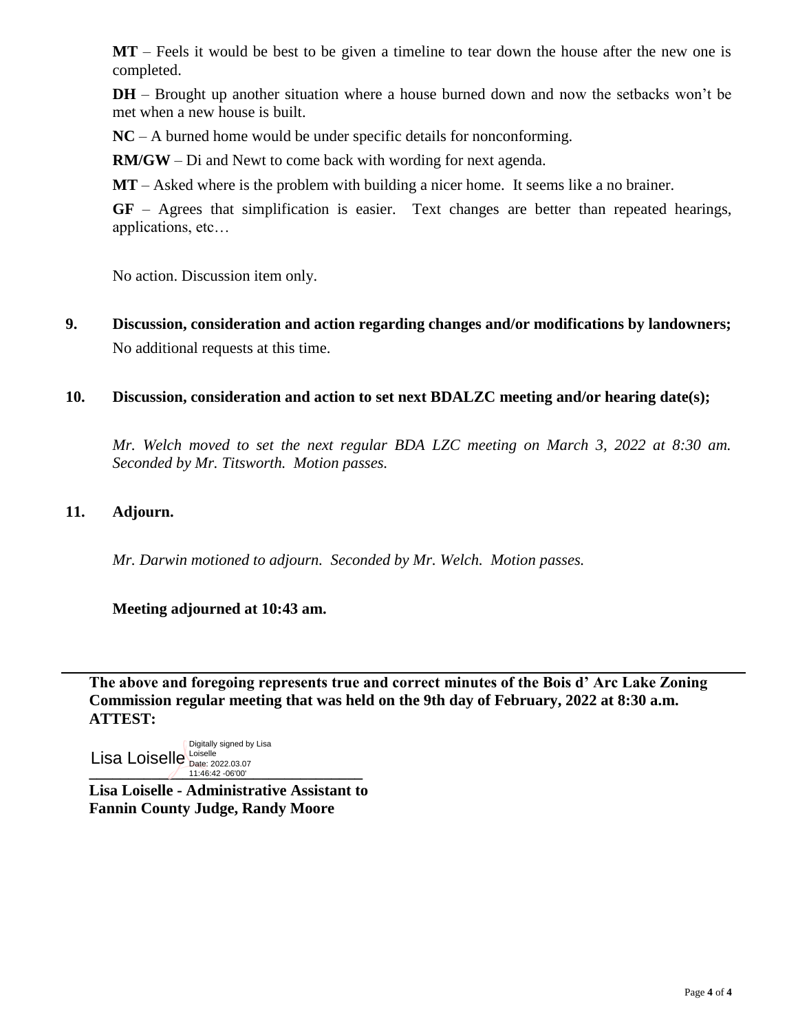**MT** – Feels it would be best to be given a timeline to tear down the house after the new one is completed.

**DH** – Brought up another situation where a house burned down and now the setbacks won't be met when a new house is built.

**NC** – A burned home would be under specific details for nonconforming.

**RM/GW** – Di and Newt to come back with wording for next agenda.

**MT** – Asked where is the problem with building a nicer home. It seems like a no brainer.

**GF** – Agrees that simplification is easier. Text changes are better than repeated hearings, applications, etc…

No action. Discussion item only.

**9. Discussion, consideration and action regarding changes and/or modifications by landowners;**

No additional requests at this time.

**10. Discussion, consideration and action to set next BDALZC meeting and/or hearing date(s);**

*Mr. Welch moved to set the next regular BDA LZC meeting on March 3, 2022 at 8:30 am. Seconded by Mr. Titsworth. Motion passes.*

**11. Adjourn.**

*Mr. Darwin motioned to adjourn. Seconded by Mr. Welch. Motion passes.*

**Meeting adjourned at 10:43 am.**

---

**The above and foregoing represents true and correct minutes of the Bois d' Arc Lake Zoning Commission regular meeting that was held on the 9th day of February, 2022 at 8:30 a.m.**
**ATTEST:**

Lisa Loiselle Digitally signed by Lisa Loiselle Date: 2022.03.07 11:46:42 -06'00'

**Lisa Loiselle - Administrative Assistant to Fannin County Judge, Randy Moore**